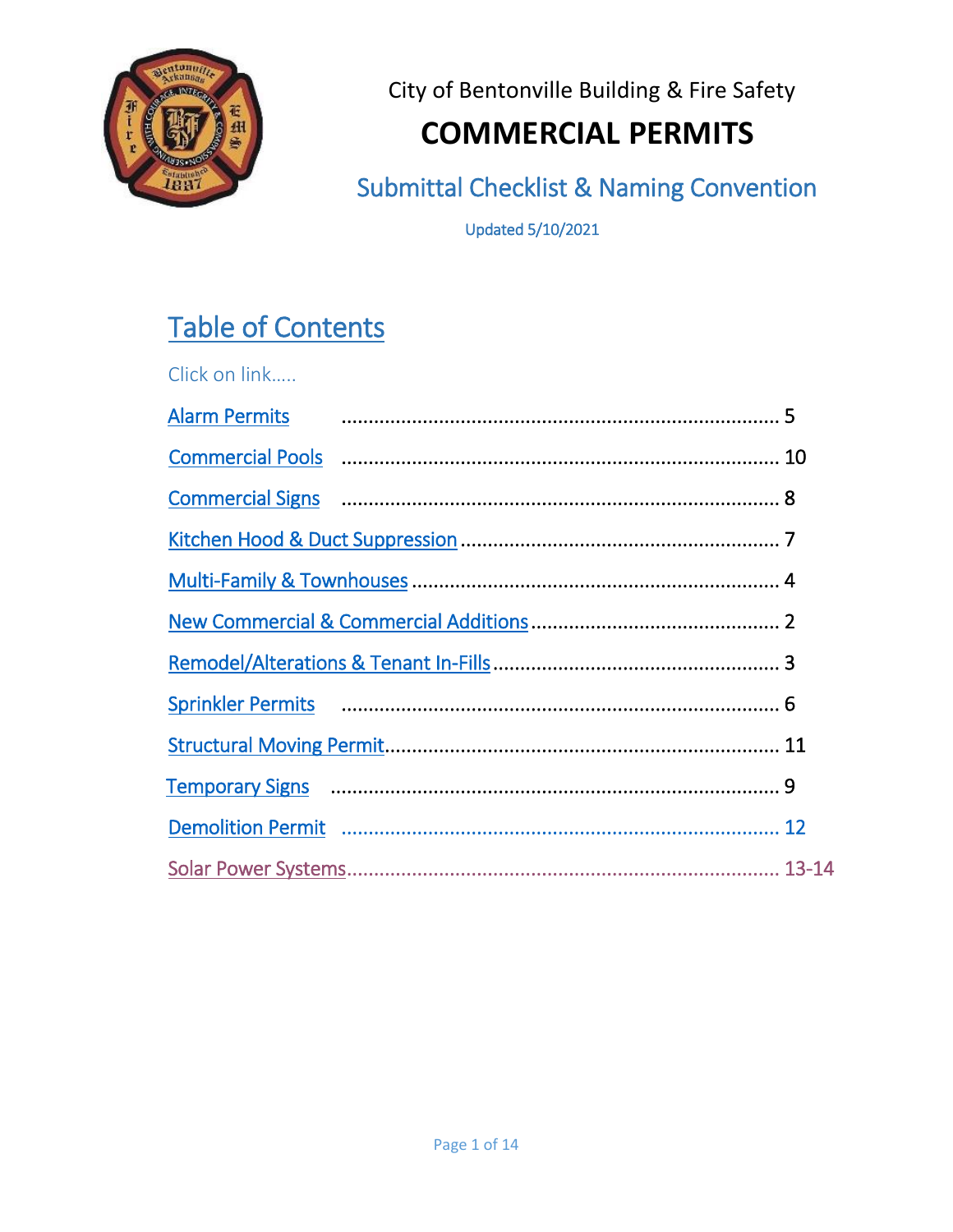City of Bentonville Building & Fire Safety

# COMMERCIAL PERMITS

## Submittal Checklist & Naming Convention

Updated 5/10/2021

## Table of Contents

Click on link…..

- Alarm Permits ........................................................ 5
- Commercial Pools ........................................................ 10
- Commercial Signs ........................................................ 8
- Kitchen Hood & Duct Suppression ........................................................ 7
- Multi-Family & Townhouses ........................................................ 4
- New Commercial & Commercial Additions ........................................................ 2
- Remodel/Alterations & Tenant In-Fills ........................................................ 3
- Sprinkler Permits ........................................................ 6
- Structural Moving Permit ........................................................ 11
- Temporary Signs ........................................................ 9
- Demolition Permit ........................................................ 12
- Solar Power Systems ........................................................ 13-14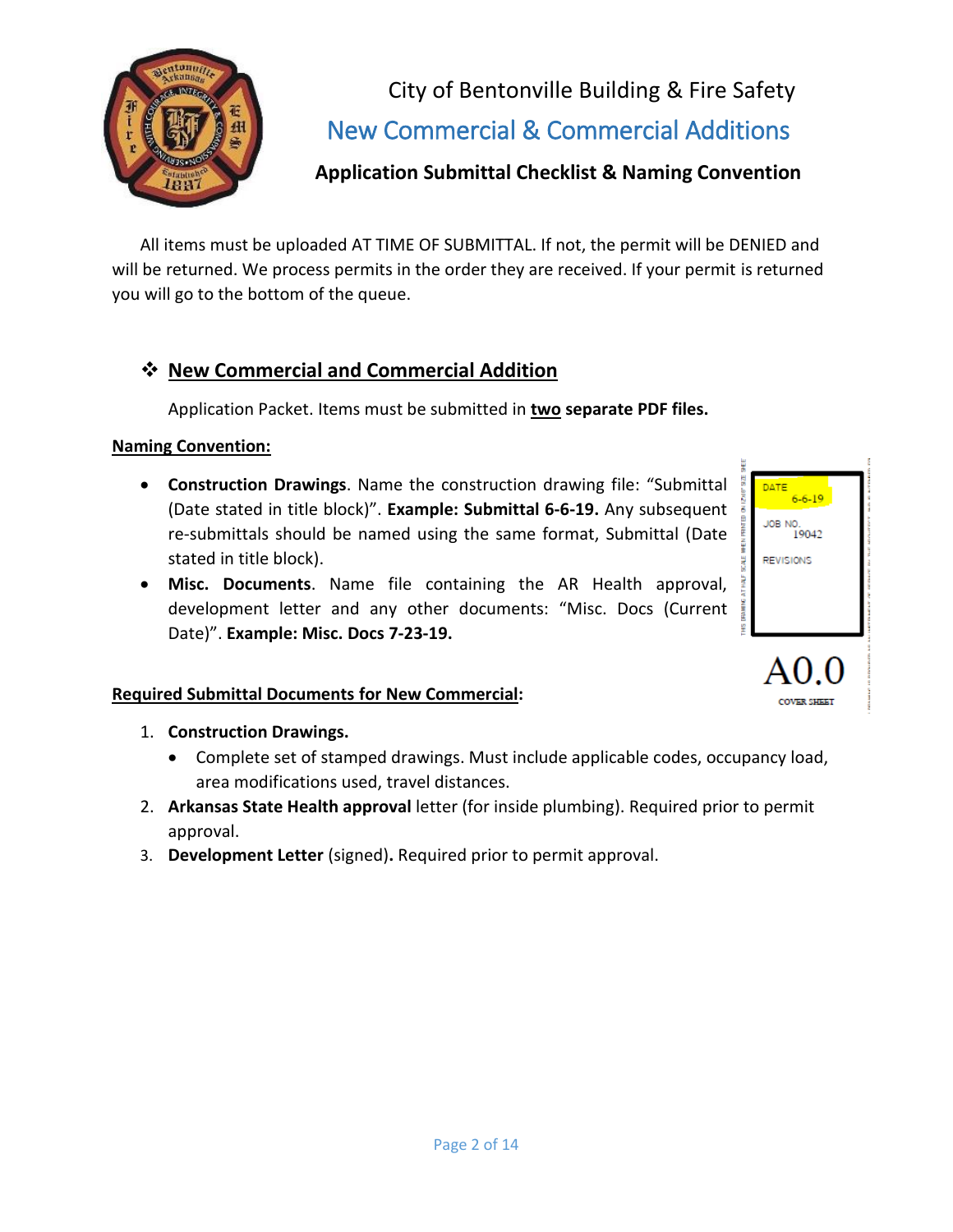City of Bentonville Building & Fire Safety

# New Commercial & Commercial Additions

## Application Submittal Checklist & Naming Convention

All items must be uploaded AT TIME OF SUBMITTAL. If not, the permit will be DENIED and will be returned. We process permits in the order they are received. If your permit is returned you will go to the bottom of the queue.

### ❖ New Commercial and Commercial Addition

Application Packet. Items must be submitted in **two separate PDF files.**

**Naming Convention:**

- **Construction Drawings**. Name the construction drawing file: "Submittal (Date stated in title block)". **Example: Submittal 6-6-19.** Any subsequent re-submittals should be named using the same format, Submittal (Date stated in title block).
- **Misc. Documents**. Name file containing the AR Health approval, development letter and any other documents: "Misc. Docs (Current Date)". **Example: Misc. Docs 7-23-19.**

DATE 6-6-19
JOB NO. 19042
REVISIONS

A0.0
COVER SHEET

**Required Submittal Documents for New Commercial:**

1. **Construction Drawings.**
   - Complete set of stamped drawings. Must include applicable codes, occupancy load, area modifications used, travel distances.
2. **Arkansas State Health approval** letter (for inside plumbing). Required prior to permit approval.
3. **Development Letter** (signed)**.** Required prior to permit approval.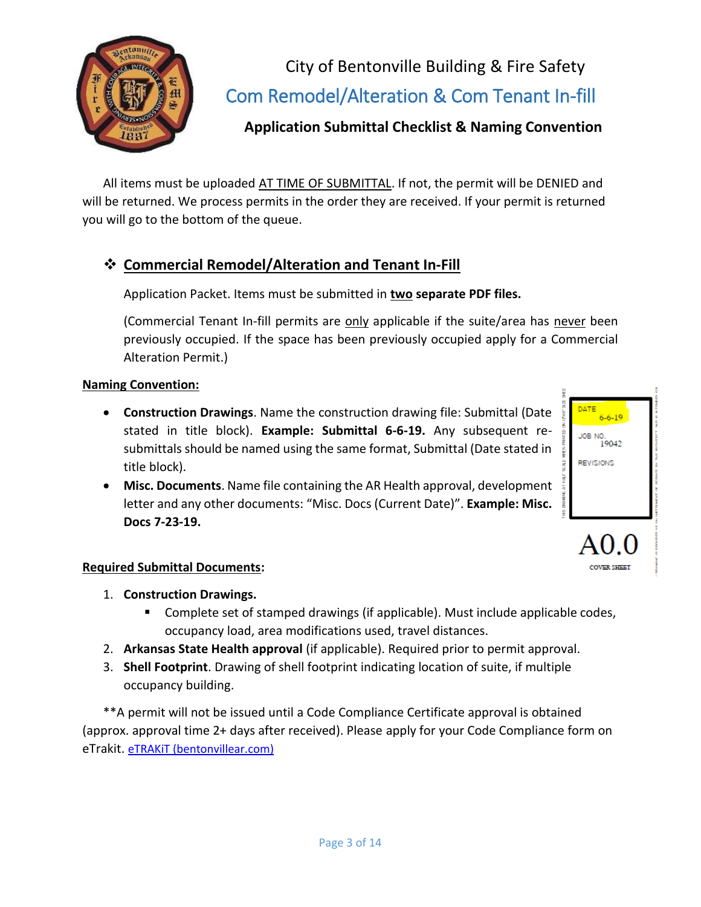# City of Bentonville Building & Fire Safety

## Com Remodel/Alteration & Com Tenant In-fill

### Application Submittal Checklist & Naming Convention

All items must be uploaded AT TIME OF SUBMITTAL. If not, the permit will be DENIED and will be returned. We process permits in the order they are received. If your permit is returned you will go to the bottom of the queue.

## ❖ Commercial Remodel/Alteration and Tenant In-Fill

Application Packet. Items must be submitted in **two separate PDF files.**

(Commercial Tenant In-fill permits are only applicable if the suite/area has never been previously occupied. If the space has been previously occupied apply for a Commercial Alteration Permit.)

**Naming Convention:**

- **Construction Drawings**. Name the construction drawing file: Submittal (Date stated in title block). **Example: Submittal 6-6-19.** Any subsequent re-submittals should be named using the same format, Submittal (Date stated in title block).
- **Misc. Documents**. Name file containing the AR Health approval, development letter and any other documents: "Misc. Docs (Current Date)". **Example: Misc. Docs 7-23-19.**

DATE 6-6-19
JOB NO. 19042
REVISIONS

A0.0
COVER SHEET

**Required Submittal Documents:**

1. **Construction Drawings.**
   - Complete set of stamped drawings (if applicable). Must include applicable codes, occupancy load, area modifications used, travel distances.
2. **Arkansas State Health approval** (if applicable). Required prior to permit approval.
3. **Shell Footprint**. Drawing of shell footprint indicating location of suite, if multiple occupancy building.

**A permit will not be issued until a Code Compliance Certificate approval is obtained (approx. approval time 2+ days after received). Please apply for your Code Compliance form on eTrakit. eTRAKiT (bentonvillear.com)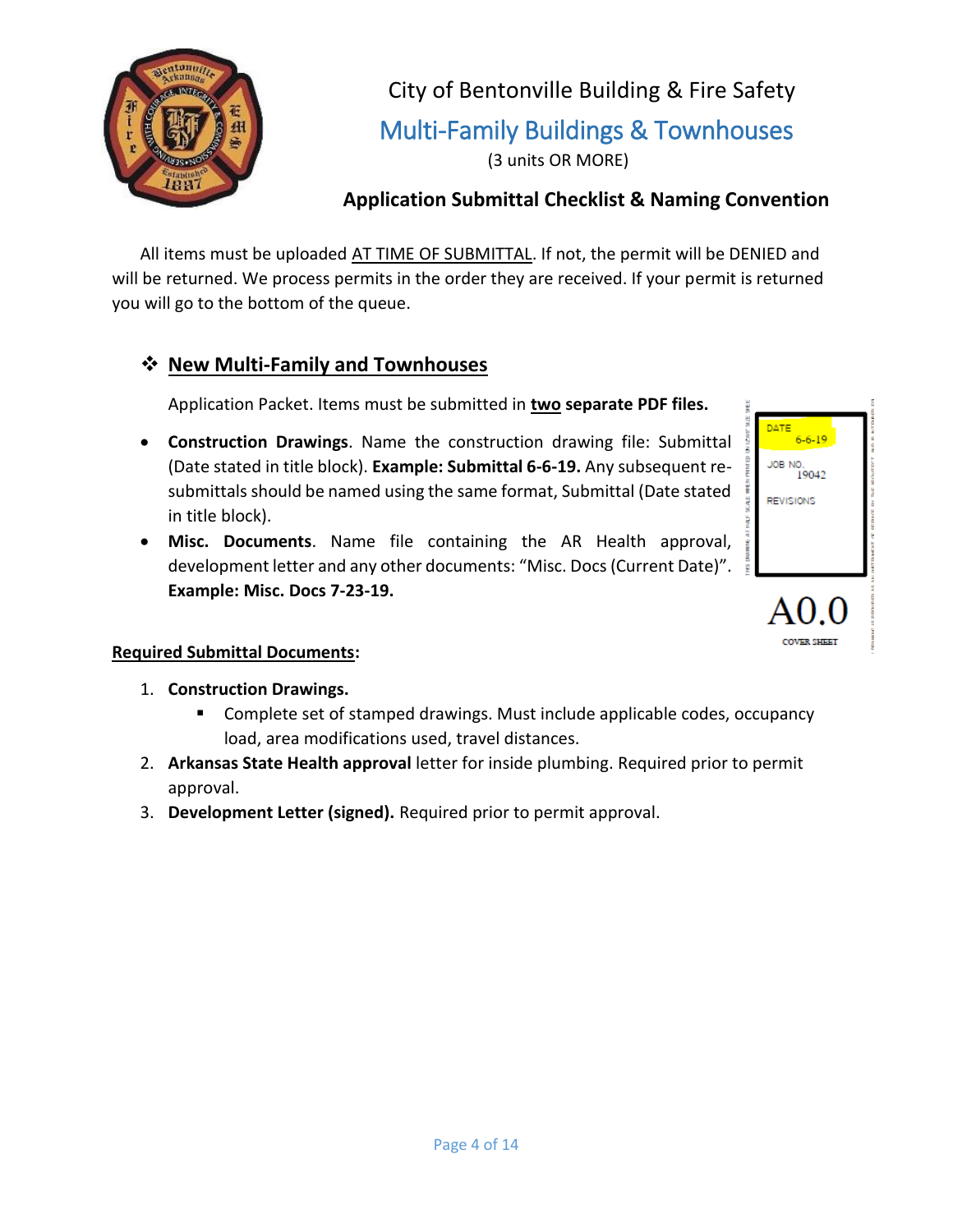City of Bentonville Building & Fire Safety

# Multi-Family Buildings & Townhouses

(3 units OR MORE)

## Application Submittal Checklist & Naming Convention

All items must be uploaded AT TIME OF SUBMITTAL. If not, the permit will be DENIED and will be returned. We process permits in the order they are received. If your permit is returned you will go to the bottom of the queue.

### ❖ New Multi-Family and Townhouses

Application Packet. Items must be submitted in **two separate PDF files.**

- **Construction Drawings**. Name the construction drawing file: Submittal (Date stated in title block). **Example: Submittal 6-6-19.** Any subsequent re-submittals should be named using the same format, Submittal (Date stated in title block).
- **Misc. Documents**. Name file containing the AR Health approval, development letter and any other documents: "Misc. Docs (Current Date)". **Example: Misc. Docs 7-23-19.**

DATE 6-6-19
JOB NO. 19042
REVISIONS

A0.0
COVER SHEET

**Required Submittal Documents:**

1. **Construction Drawings.**
   - Complete set of stamped drawings. Must include applicable codes, occupancy load, area modifications used, travel distances.
2. **Arkansas State Health approval** letter for inside plumbing. Required prior to permit approval.
3. **Development Letter (signed).** Required prior to permit approval.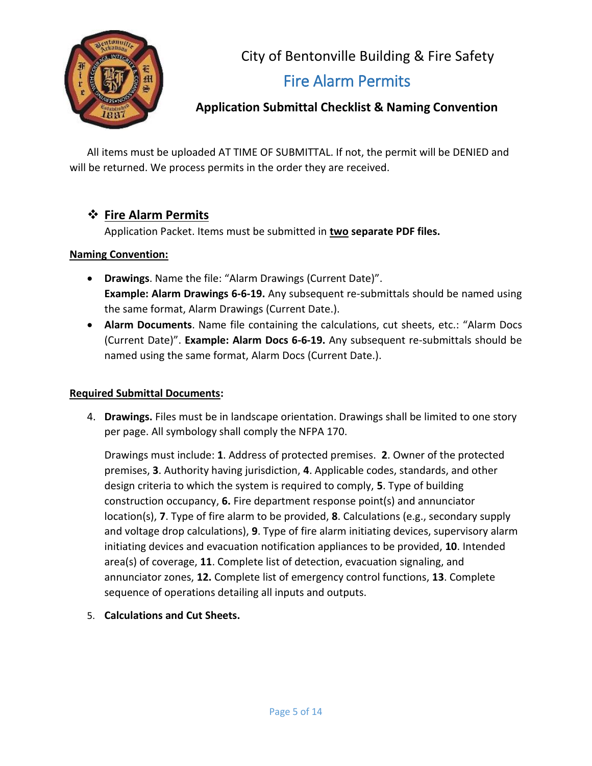# City of Bentonville Building & Fire Safety

## Fire Alarm Permits

### Application Submittal Checklist & Naming Convention

All items must be uploaded AT TIME OF SUBMITTAL. If not, the permit will be DENIED and will be returned. We process permits in the order they are received.

## ❖ Fire Alarm Permits

Application Packet. Items must be submitted in **two separate PDF files.**

**Naming Convention:**

- **Drawings**. Name the file: "Alarm Drawings (Current Date)". **Example: Alarm Drawings 6-6-19.** Any subsequent re-submittals should be named using the same format, Alarm Drawings (Current Date.).
- **Alarm Documents**. Name file containing the calculations, cut sheets, etc.: "Alarm Docs (Current Date)". **Example: Alarm Docs 6-6-19.** Any subsequent re-submittals should be named using the same format, Alarm Docs (Current Date.).

**Required Submittal Documents:**

4. **Drawings.** Files must be in landscape orientation. Drawings shall be limited to one story per page. All symbology shall comply the NFPA 170.

   Drawings must include: **1**. Address of protected premises. **2**. Owner of the protected premises, **3**. Authority having jurisdiction, **4**. Applicable codes, standards, and other design criteria to which the system is required to comply, **5**. Type of building construction occupancy, **6.** Fire department response point(s) and annunciator location(s), **7**. Type of fire alarm to be provided, **8**. Calculations (e.g., secondary supply and voltage drop calculations), **9**. Type of fire alarm initiating devices, supervisory alarm initiating devices and evacuation notification appliances to be provided, **10**. Intended area(s) of coverage, **11**. Complete list of detection, evacuation signaling, and annunciator zones, **12.** Complete list of emergency control functions, **13**. Complete sequence of operations detailing all inputs and outputs.

5. **Calculations and Cut Sheets.**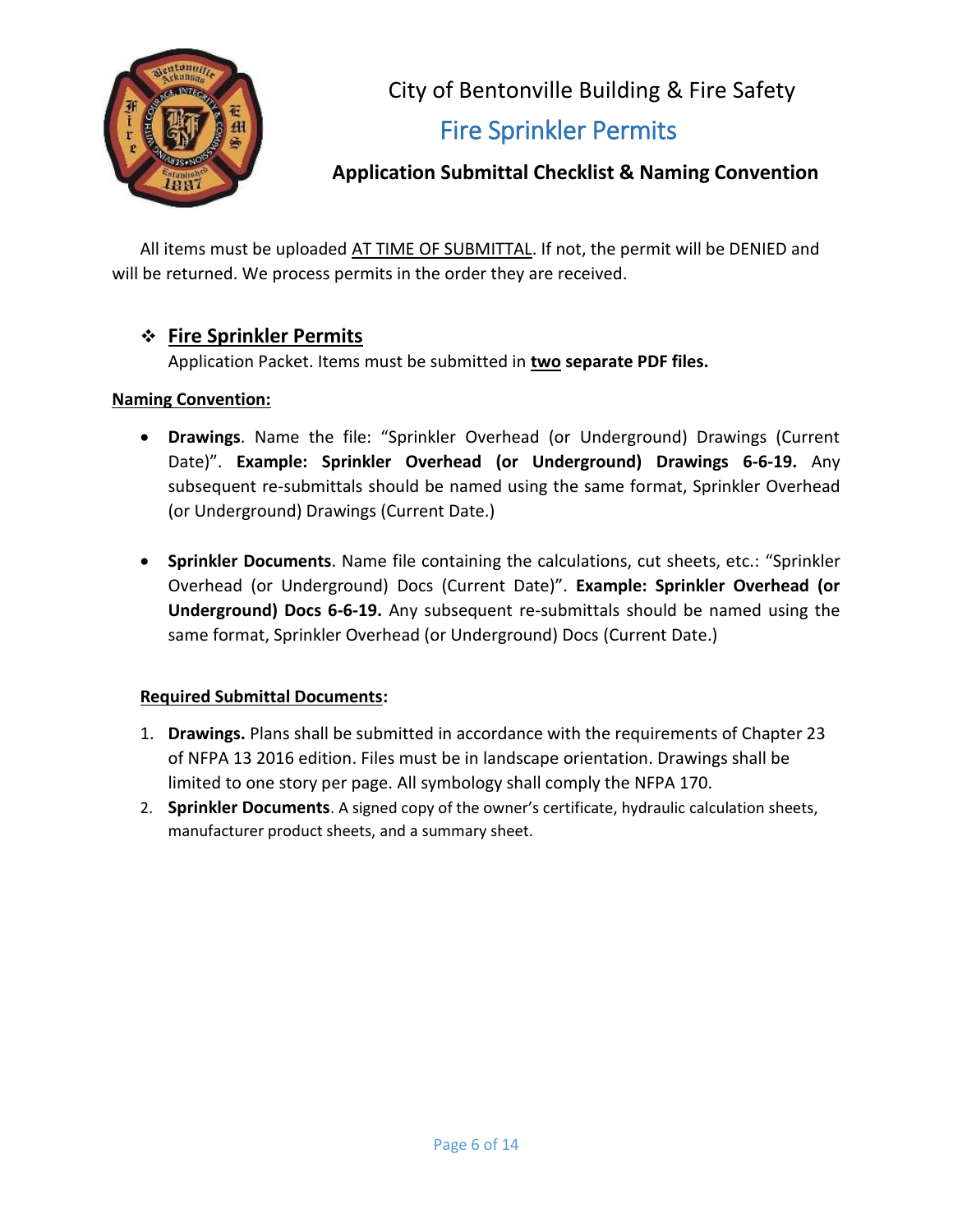# City of Bentonville Building & Fire Safety

## Fire Sprinkler Permits

### Application Submittal Checklist & Naming Convention

All items must be uploaded AT TIME OF SUBMITTAL. If not, the permit will be DENIED and will be returned. We process permits in the order they are received.

- ❖ **Fire Sprinkler Permits**

  Application Packet. Items must be submitted in **two separate PDF files.**

**Naming Convention:**

- **Drawings**. Name the file: “Sprinkler Overhead (or Underground) Drawings (Current Date)”. **Example: Sprinkler Overhead (or Underground) Drawings 6-6-19.** Any subsequent re-submittals should be named using the same format, Sprinkler Overhead (or Underground) Drawings (Current Date.)

- **Sprinkler Documents**. Name file containing the calculations, cut sheets, etc.: “Sprinkler Overhead (or Underground) Docs (Current Date)”. **Example: Sprinkler Overhead (or Underground) Docs 6-6-19.** Any subsequent re-submittals should be named using the same format, Sprinkler Overhead (or Underground) Docs (Current Date.)

**Required Submittal Documents:**

1. **Drawings.** Plans shall be submitted in accordance with the requirements of Chapter 23 of NFPA 13 2016 edition. Files must be in landscape orientation. Drawings shall be limited to one story per page. All symbology shall comply the NFPA 170.
2. **Sprinkler Documents**. A signed copy of the owner’s certificate, hydraulic calculation sheets, manufacturer product sheets, and a summary sheet.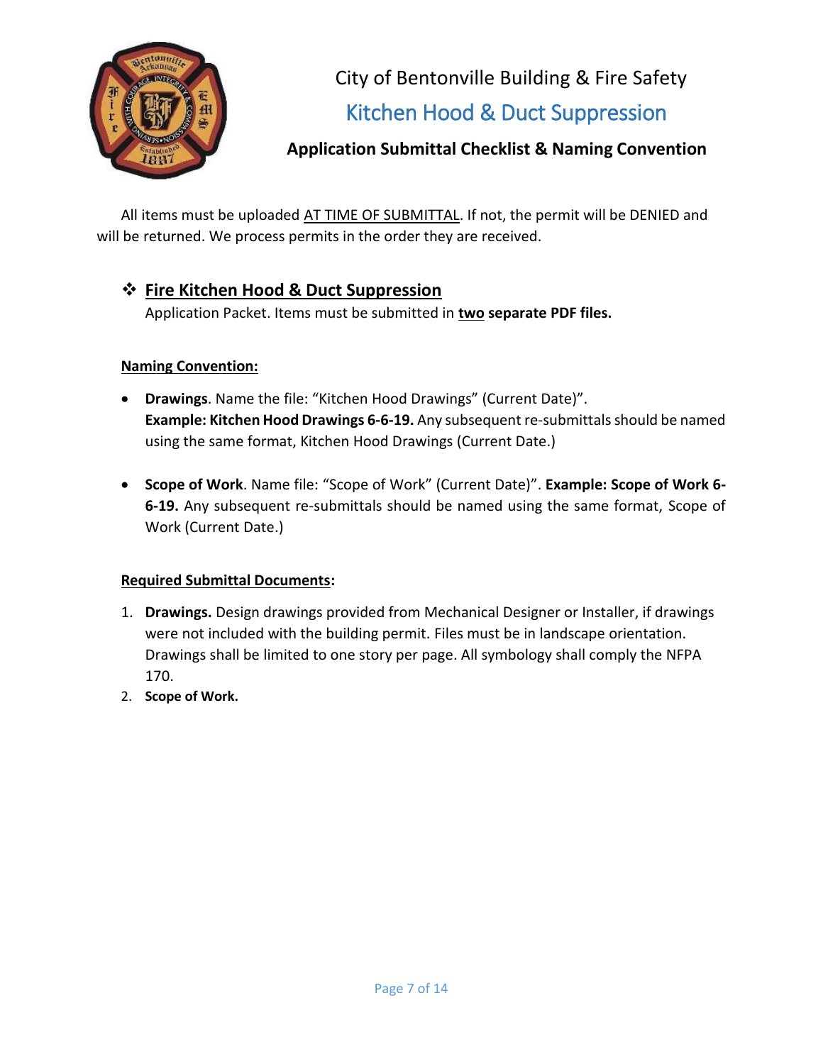# City of Bentonville Building & Fire Safety

## Kitchen Hood & Duct Suppression

### Application Submittal Checklist & Naming Convention

All items must be uploaded AT TIME OF SUBMITTAL. If not, the permit will be DENIED and will be returned. We process permits in the order they are received.

❖ **Fire Kitchen Hood & Duct Suppression**

Application Packet. Items must be submitted in **two separate PDF files.**

**Naming Convention:**

- **Drawings**. Name the file: "Kitchen Hood Drawings" (Current Date)". **Example: Kitchen Hood Drawings 6-6-19.** Any subsequent re-submittals should be named using the same format, Kitchen Hood Drawings (Current Date.)

- **Scope of Work**. Name file: "Scope of Work" (Current Date)". **Example: Scope of Work 6-6-19.** Any subsequent re-submittals should be named using the same format, Scope of Work (Current Date.)

**Required Submittal Documents:**

1. **Drawings.** Design drawings provided from Mechanical Designer or Installer, if drawings were not included with the building permit. Files must be in landscape orientation. Drawings shall be limited to one story per page. All symbology shall comply the NFPA 170.
2. **Scope of Work.**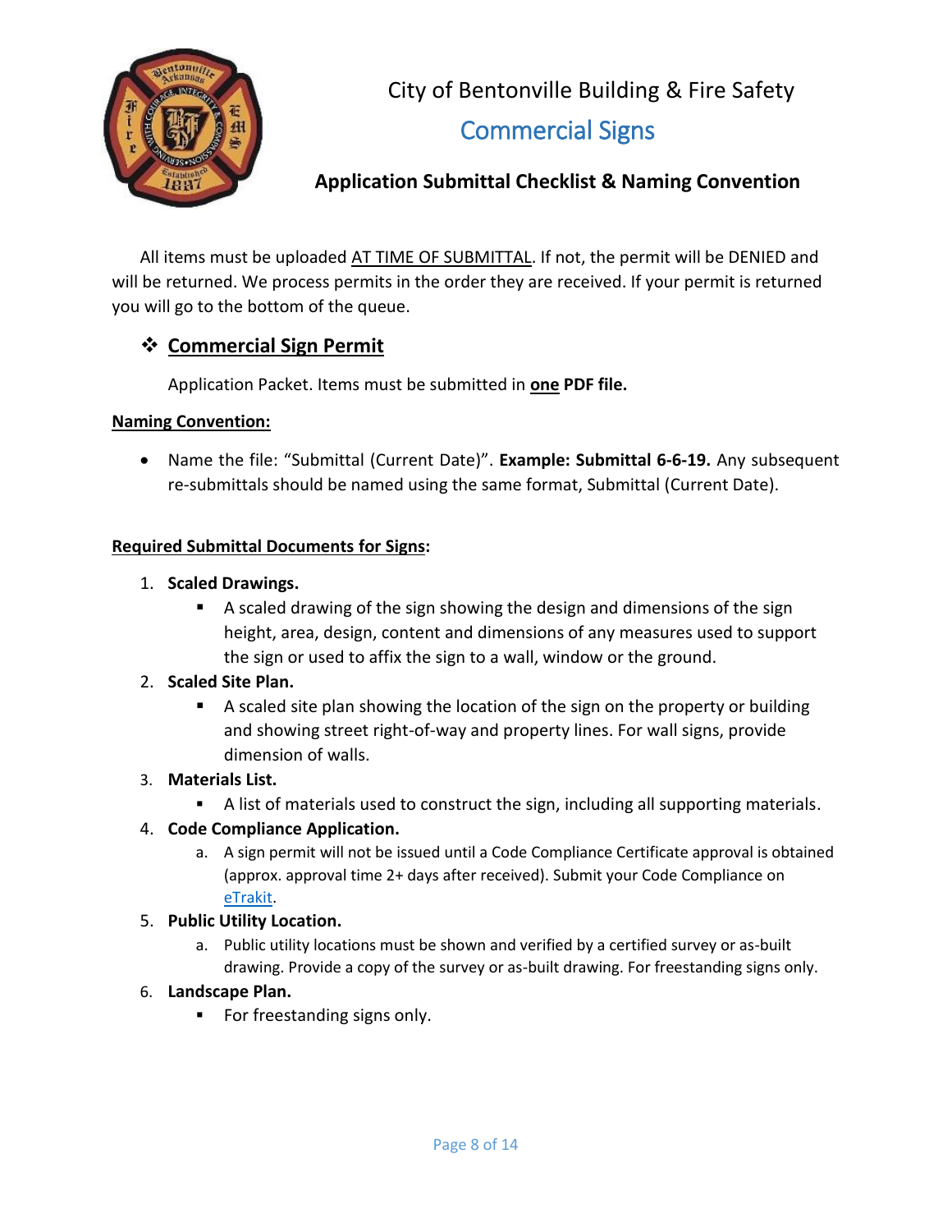# City of Bentonville Building & Fire Safety

## Commercial Signs

### Application Submittal Checklist & Naming Convention

All items must be uploaded AT TIME OF SUBMITTAL. If not, the permit will be DENIED and will be returned. We process permits in the order they are received. If your permit is returned you will go to the bottom of the queue.

❖ **Commercial Sign Permit**

Application Packet. Items must be submitted in **one PDF file.**

**Naming Convention:**

- Name the file: "Submittal (Current Date)". **Example: Submittal 6-6-19.** Any subsequent re-submittals should be named using the same format, Submittal (Current Date).

**Required Submittal Documents for Signs:**

1. **Scaled Drawings.**
   - A scaled drawing of the sign showing the design and dimensions of the sign height, area, design, content and dimensions of any measures used to support the sign or used to affix the sign to a wall, window or the ground.
2. **Scaled Site Plan.**
   - A scaled site plan showing the location of the sign on the property or building and showing street right-of-way and property lines. For wall signs, provide dimension of walls.
3. **Materials List.**
   - A list of materials used to construct the sign, including all supporting materials.
4. **Code Compliance Application.**
   a. A sign permit will not be issued until a Code Compliance Certificate approval is obtained (approx. approval time 2+ days after received). Submit your Code Compliance on eTrakit.
5. **Public Utility Location.**
   a. Public utility locations must be shown and verified by a certified survey or as-built drawing. Provide a copy of the survey or as-built drawing. For freestanding signs only.
6. **Landscape Plan.**
   - For freestanding signs only.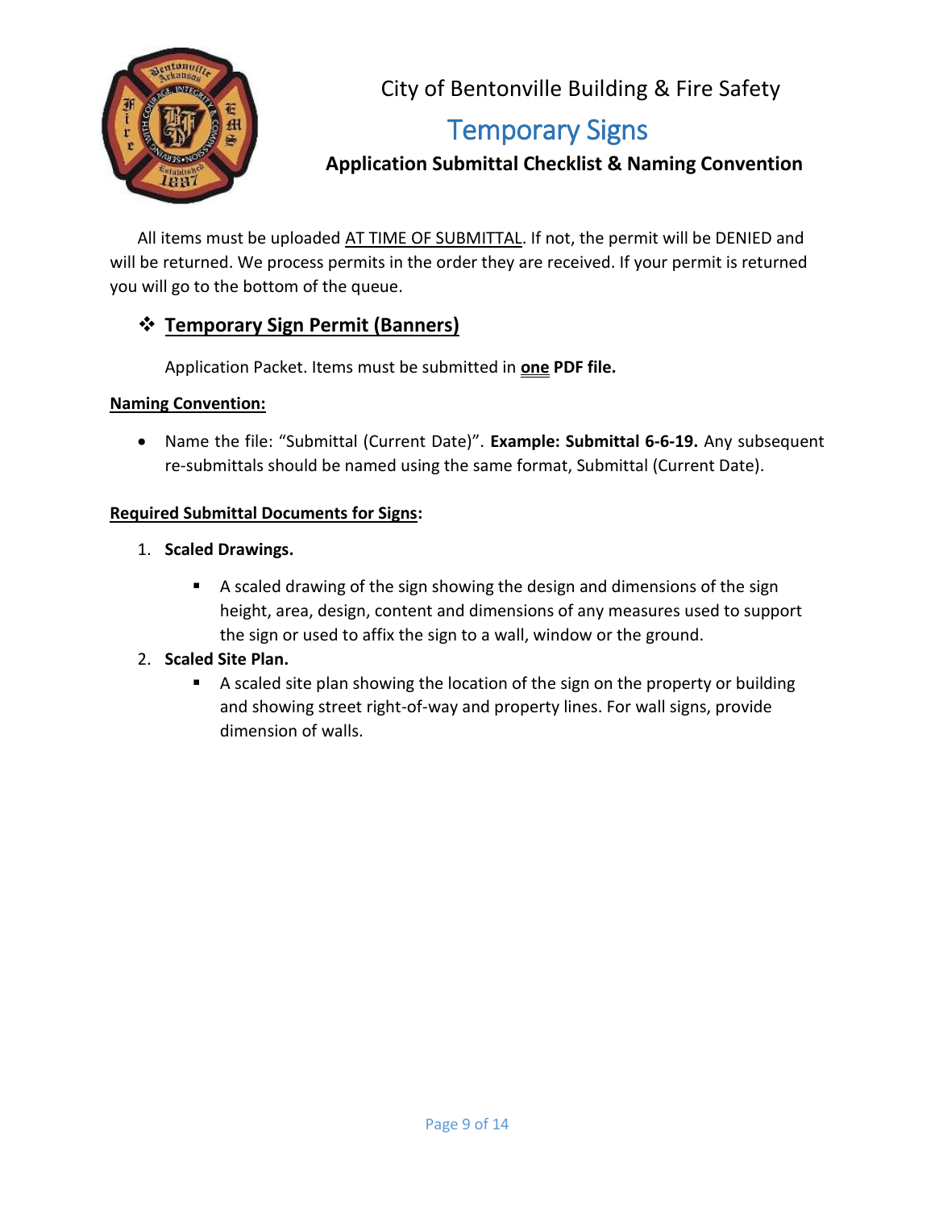City of Bentonville Building & Fire Safety

# Temporary Signs

## Application Submittal Checklist & Naming Convention

All items must be uploaded AT TIME OF SUBMITTAL. If not, the permit will be DENIED and will be returned. We process permits in the order they are received. If your permit is returned you will go to the bottom of the queue.

### ❖ Temporary Sign Permit (Banners)

Application Packet. Items must be submitted in **one PDF file.**

**Naming Convention:**

- Name the file: "Submittal (Current Date)". **Example: Submittal 6-6-19.** Any subsequent re-submittals should be named using the same format, Submittal (Current Date).

**Required Submittal Documents for Signs:**

1. **Scaled Drawings.**
   - A scaled drawing of the sign showing the design and dimensions of the sign height, area, design, content and dimensions of any measures used to support the sign or used to affix the sign to a wall, window or the ground.
2. **Scaled Site Plan.**
   - A scaled site plan showing the location of the sign on the property or building and showing street right-of-way and property lines. For wall signs, provide dimension of walls.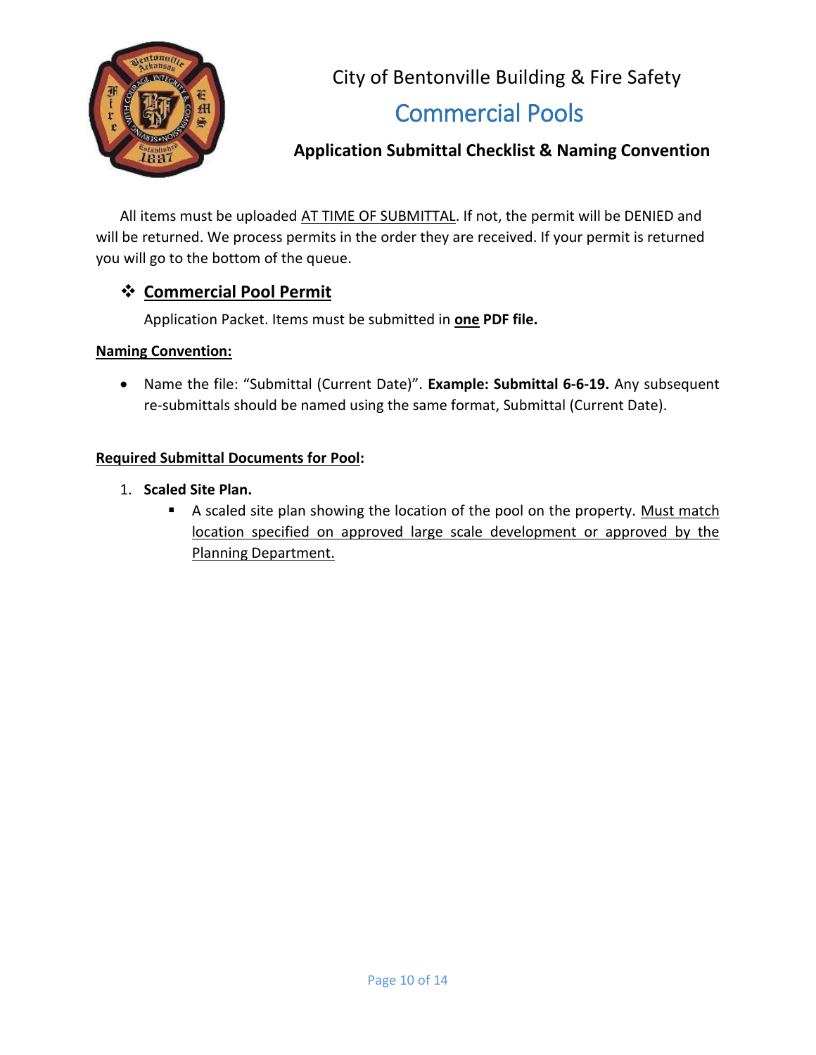City of Bentonville Building & Fire Safety

# Commercial Pools

## Application Submittal Checklist & Naming Convention

All items must be uploaded AT TIME OF SUBMITTAL. If not, the permit will be DENIED and will be returned. We process permits in the order they are received. If your permit is returned you will go to the bottom of the queue.

### ❖ Commercial Pool Permit

Application Packet. Items must be submitted in **one PDF file.**

**Naming Convention:**

- Name the file: "Submittal (Current Date)". **Example: Submittal 6-6-19.** Any subsequent re-submittals should be named using the same format, Submittal (Current Date).

**Required Submittal Documents for Pool:**

1. **Scaled Site Plan.**
   - A scaled site plan showing the location of the pool on the property. Must match location specified on approved large scale development or approved by the Planning Department.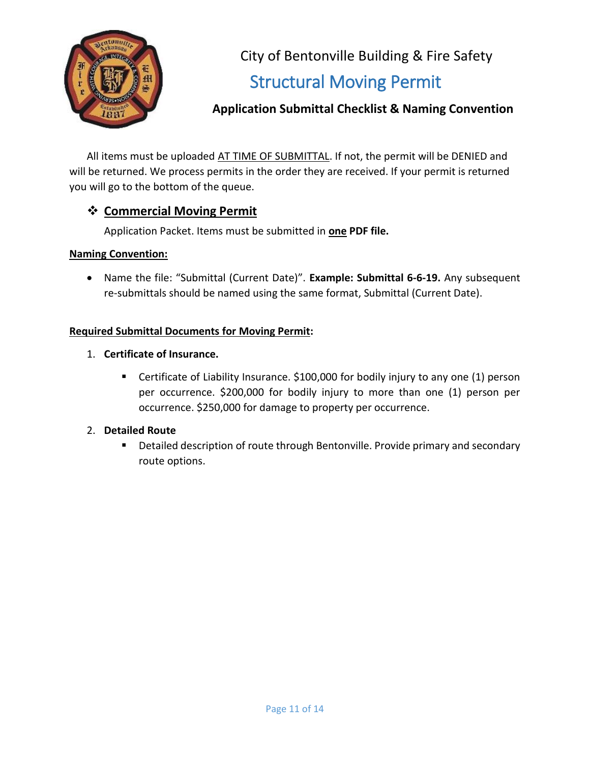# City of Bentonville Building & Fire Safety

## Structural Moving Permit

### Application Submittal Checklist & Naming Convention

All items must be uploaded AT TIME OF SUBMITTAL. If not, the permit will be DENIED and will be returned. We process permits in the order they are received. If your permit is returned you will go to the bottom of the queue.

❖ **Commercial Moving Permit**

Application Packet. Items must be submitted in **one PDF file.**

**Naming Convention:**

- Name the file: "Submittal (Current Date)". **Example: Submittal 6-6-19.** Any subsequent re-submittals should be named using the same format, Submittal (Current Date).

**Required Submittal Documents for Moving Permit:**

1. **Certificate of Insurance.**
   - Certificate of Liability Insurance. $100,000 for bodily injury to any one (1) person per occurrence. $200,000 for bodily injury to more than one (1) person per occurrence. $250,000 for damage to property per occurrence.
2. **Detailed Route**
   - Detailed description of route through Bentonville. Provide primary and secondary route options.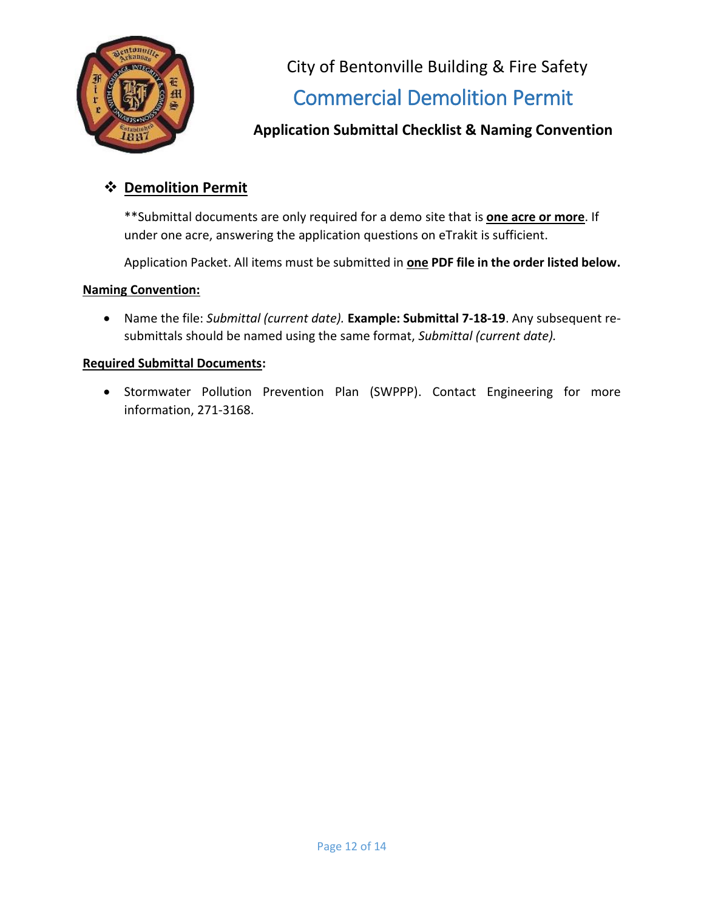City of Bentonville Building & Fire Safety

# Commercial Demolition Permit

### Application Submittal Checklist & Naming Convention

## ❖ Demolition Permit

**Submittal documents are only required for a demo site that is **one acre or more**. If under one acre, answering the application questions on eTrakit is sufficient.

Application Packet. All items must be submitted in **one PDF file in the order listed below.**

**Naming Convention:**

- Name the file: *Submittal (current date).* **Example: Submittal 7-18-19**. Any subsequent re-submittals should be named using the same format, *Submittal (current date).*

**Required Submittal Documents:**

- Stormwater Pollution Prevention Plan (SWPPP). Contact Engineering for more information, 271-3168.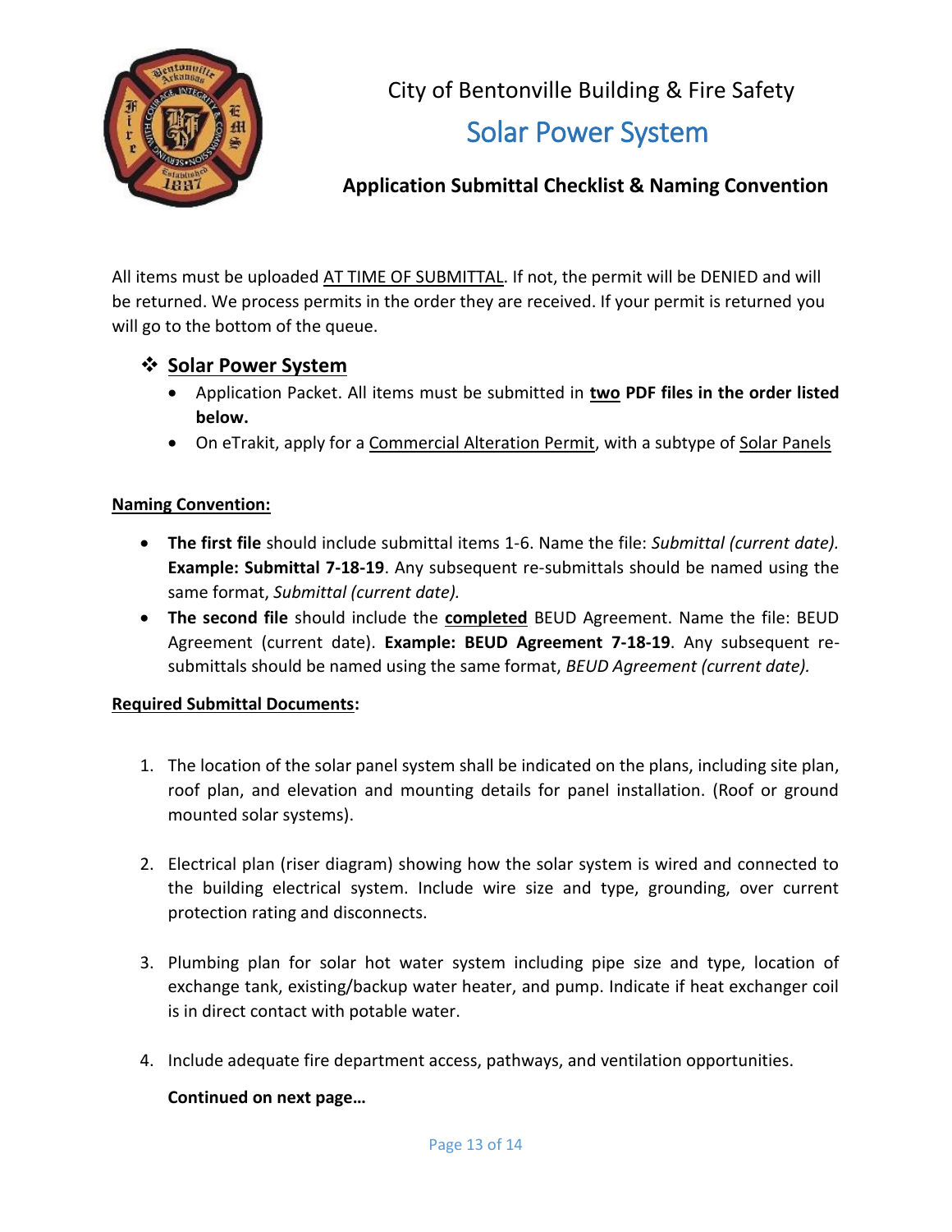City of Bentonville Building & Fire Safety

# Solar Power System

### Application Submittal Checklist & Naming Convention

All items must be uploaded <u>AT TIME OF SUBMITTAL</u>. If not, the permit will be DENIED and will be returned. We process permits in the order they are received. If your permit is returned you will go to the bottom of the queue.

## ❖ <u>Solar Power System</u>

- Application Packet. All items must be submitted in **<u>two</u> PDF files in the order listed below.**
- On eTrakit, apply for a <u>Commercial Alteration Permit</u>, with a subtype of <u>Solar Panels</u>

**<u>Naming Convention:</u>**

- **The first file** should include submittal items 1-6. Name the file: *Submittal (current date).* **Example: Submittal 7-18-19**. Any subsequent re-submittals should be named using the same format, *Submittal (current date).*
- **The second file** should include the **<u>completed</u>** BEUD Agreement. Name the file: BEUD Agreement (current date). **Example: BEUD Agreement 7-18-19**. Any subsequent re-submittals should be named using the same format, *BEUD Agreement (current date).*

**<u>Required Submittal Documents</u>:**

1. The location of the solar panel system shall be indicated on the plans, including site plan, roof plan, and elevation and mounting details for panel installation. (Roof or ground mounted solar systems).
2. Electrical plan (riser diagram) showing how the solar system is wired and connected to the building electrical system. Include wire size and type, grounding, over current protection rating and disconnects.
3. Plumbing plan for solar hot water system including pipe size and type, location of exchange tank, existing/backup water heater, and pump. Indicate if heat exchanger coil is in direct contact with potable water.
4. Include adequate fire department access, pathways, and ventilation opportunities.

**Continued on next page…**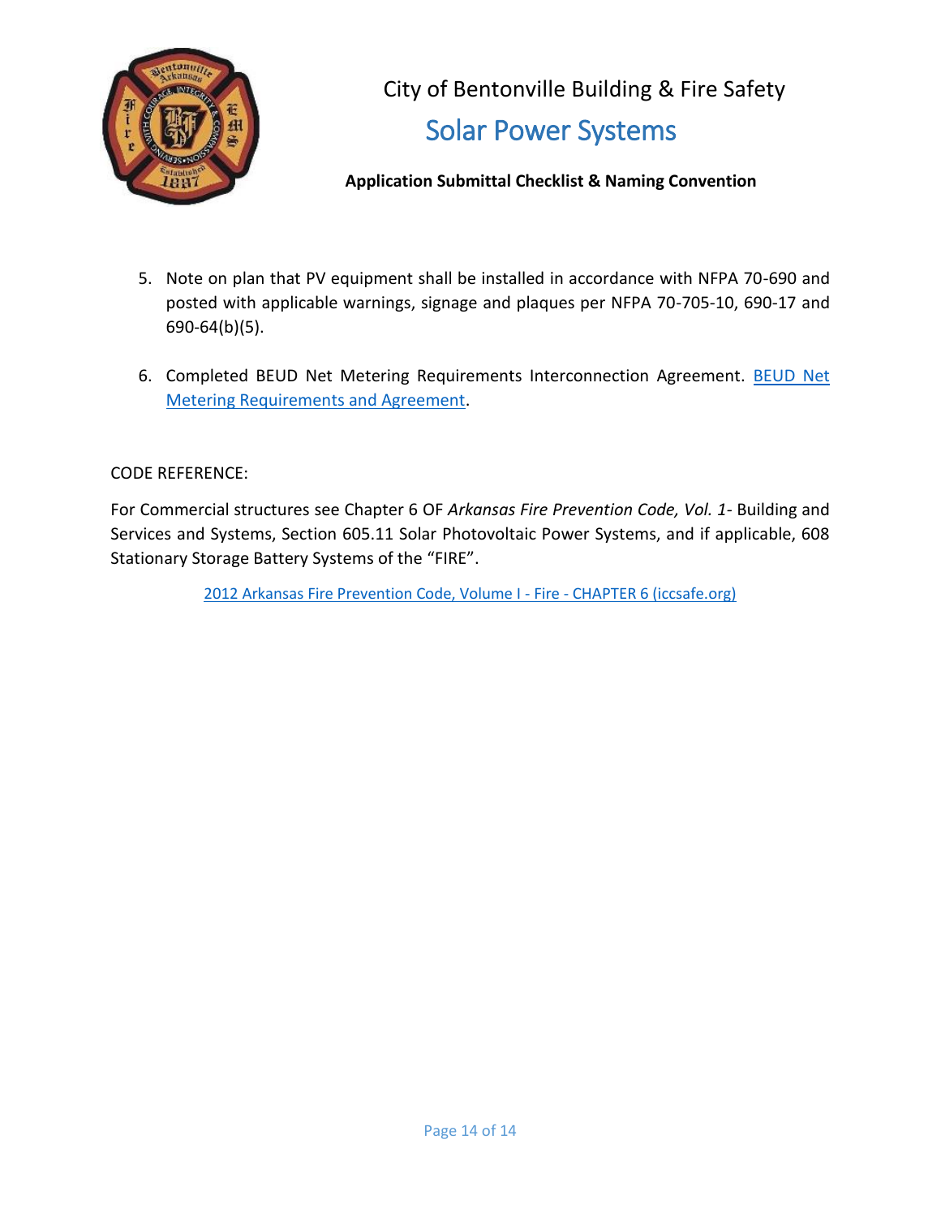5. Note on plan that PV equipment shall be installed in accordance with NFPA 70-690 and posted with applicable warnings, signage and plaques per NFPA 70-705-10, 690-17 and 690-64(b)(5).

6. Completed BEUD Net Metering Requirements Interconnection Agreement. [BEUD Net Metering Requirements and Agreement](BEUD Net Metering Requirements and Agreement).

CODE REFERENCE:

For Commercial structures see Chapter 6 OF *Arkansas Fire Prevention Code, Vol. 1*- Building and Services and Systems, Section 605.11 Solar Photovoltaic Power Systems, and if applicable, 608 Stationary Storage Battery Systems of the “FIRE”.

[2012 Arkansas Fire Prevention Code, Volume I - Fire - CHAPTER 6 (iccsafe.org)](2012 Arkansas Fire Prevention Code, Volume I - Fire - CHAPTER 6 (iccsafe.org))